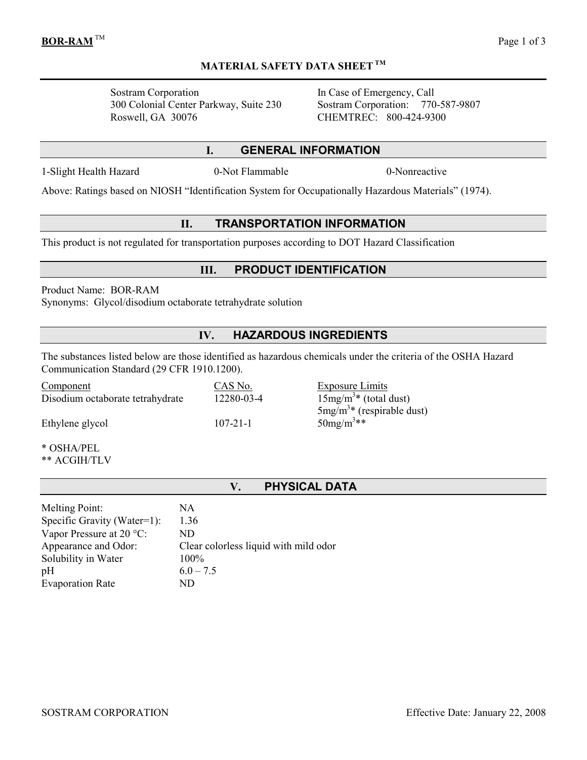# MATERIAL SAFETY DATA SHEET ™

Sostram Corporation
300 Colonial Center Parkway, Suite 230
Roswell, GA 30076

In Case of Emergency, Call
Sostram Corporation: 770-587-9807
CHEMTREC: 800-424-9300

## I. GENERAL INFORMATION

1-Slight Health Hazard | 0-Not Flammable | 0-Nonreactive

Above: Ratings based on NIOSH "Identification System for Occupationally Hazardous Materials" (1974).

## II. TRANSPORTATION INFORMATION

This product is not regulated for transportation purposes according to DOT Hazard Classification

## III. PRODUCT IDENTIFICATION

Product Name: BOR-RAM
Synonyms: Glycol/disodium octaborate tetrahydrate solution

## IV. HAZARDOUS INGREDIENTS

The substances listed below are those identified as hazardous chemicals under the criteria of the OSHA Hazard Communication Standard (29 CFR 1910.1200).

| Component | CAS No. | Exposure Limits |
|---|---|---|
| Disodium octaborate tetrahydrate | 12280-03-4 | 15mg/$m^3$* (total dust)<br>5mg/$m^3$* (respirable dust) |
| Ethylene glycol | 107-21-1 | 50mg/$m^3$** |

\* OSHA/PEL
\*\* ACGIH/TLV

## V. PHYSICAL DATA

| | |
|---|---|
| Melting Point: | NA |
| Specific Gravity (Water=1): | 1.36 |
| Vapor Pressure at 20 °C: | ND |
| Appearance and Odor: | Clear colorless liquid with mild odor |
| Solubility in Water | 100% |
| pH | 6.0 – 7.5 |
| Evaporation Rate | ND |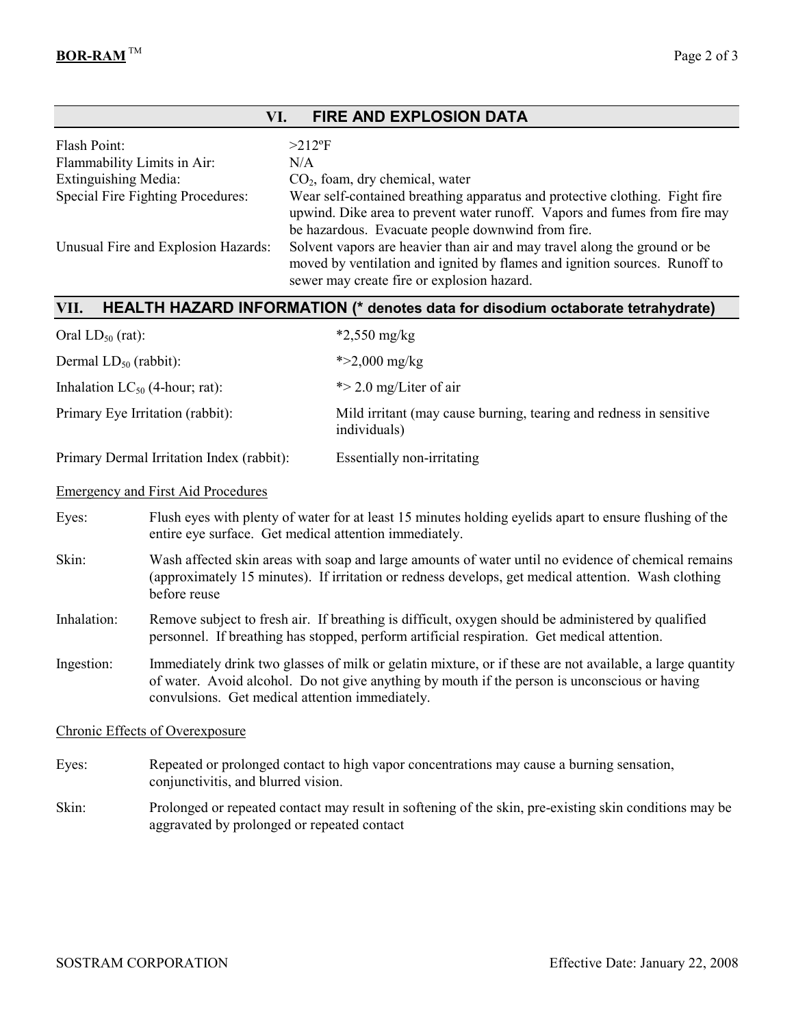## VI. FIRE AND EXPLOSION DATA

| | |
|---|---|
| Flash Point: | >212ºF |
| Flammability Limits in Air: | N/A |
| Extinguishing Media: | $CO_2$, foam, dry chemical, water |
| Special Fire Fighting Procedures: | Wear self-contained breathing apparatus and protective clothing. Fight fire upwind. Dike area to prevent water runoff. Vapors and fumes from fire may be hazardous. Evacuate people downwind from fire. |
| Unusual Fire and Explosion Hazards: | Solvent vapors are heavier than air and may travel along the ground or be moved by ventilation and ignited by flames and ignition sources. Runoff to sewer may create fire or explosion hazard. |

## VII. HEALTH HAZARD INFORMATION (* denotes data for disodium octaborate tetrahydrate)

| | |
|---|---|
| Oral $LD_{50}$ (rat): | *2,550 mg/kg |
| Dermal $LD_{50}$ (rabbit): | *>2,000 mg/kg |
| Inhalation $LC_{50}$ (4-hour; rat): | *> 2.0 mg/Liter of air |
| Primary Eye Irritation (rabbit): | Mild irritant (may cause burning, tearing and redness in sensitive individuals) |
| Primary Dermal Irritation Index (rabbit): | Essentially non-irritating |

Emergency and First Aid Procedures

Eyes: Flush eyes with plenty of water for at least 15 minutes holding eyelids apart to ensure flushing of the entire eye surface. Get medical attention immediately.

Skin: Wash affected skin areas with soap and large amounts of water until no evidence of chemical remains (approximately 15 minutes). If irritation or redness develops, get medical attention. Wash clothing before reuse

Inhalation: Remove subject to fresh air. If breathing is difficult, oxygen should be administered by qualified personnel. If breathing has stopped, perform artificial respiration. Get medical attention.

Ingestion: Immediately drink two glasses of milk or gelatin mixture, or if these are not available, a large quantity of water. Avoid alcohol. Do not give anything by mouth if the person is unconscious or having convulsions. Get medical attention immediately.

Chronic Effects of Overexposure

Eyes: Repeated or prolonged contact to high vapor concentrations may cause a burning sensation, conjunctivitis, and blurred vision.

Skin: Prolonged or repeated contact may result in softening of the skin, pre-existing skin conditions may be aggravated by prolonged or repeated contact

SOSTRAM CORPORATION Effective Date: January 22, 2008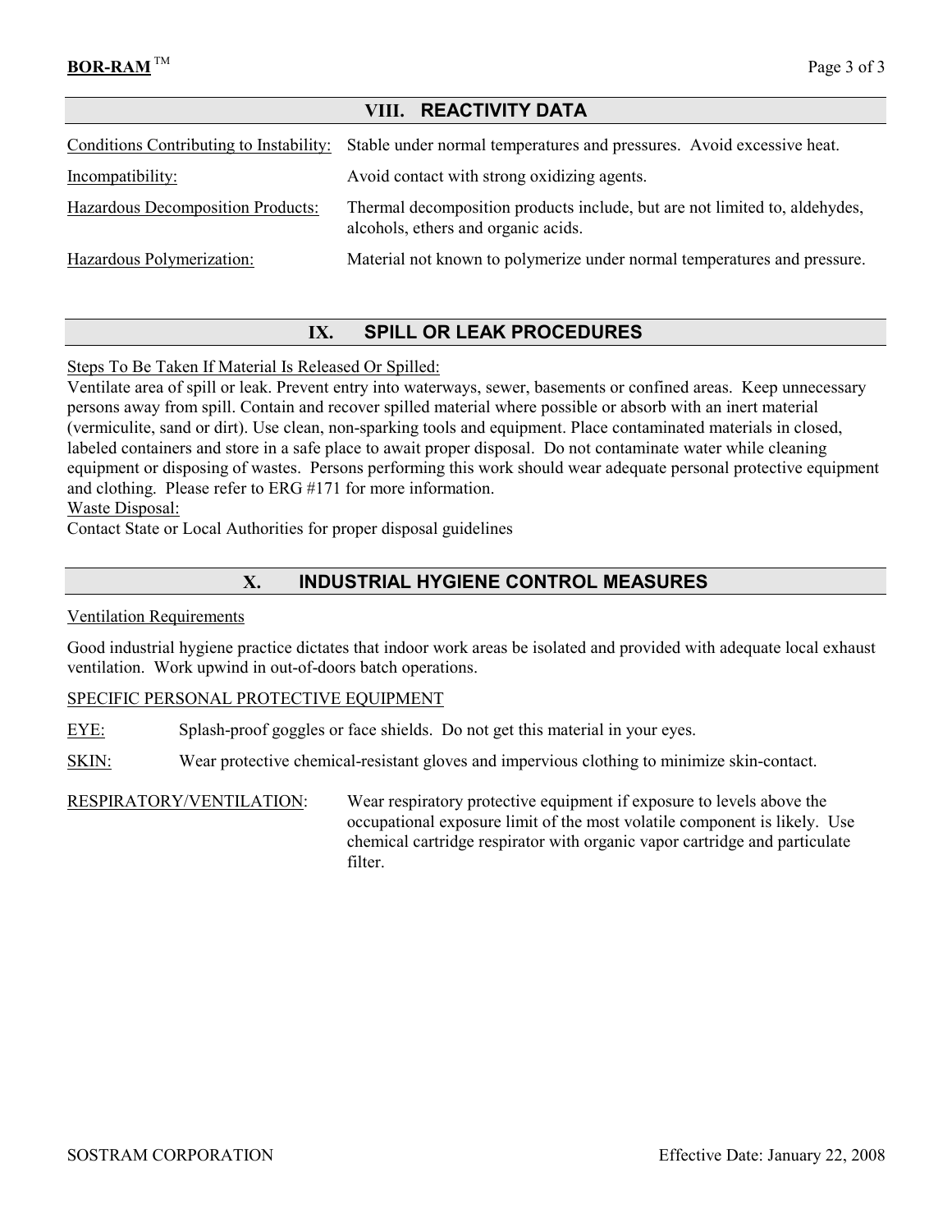## VIII. REACTIVITY DATA

| | |
|---|---|
| Conditions Contributing to Instability: | Stable under normal temperatures and pressures. Avoid excessive heat. |
| Incompatibility: | Avoid contact with strong oxidizing agents. |
| Hazardous Decomposition Products: | Thermal decomposition products include, but are not limited to, aldehydes, alcohols, ethers and organic acids. |
| Hazardous Polymerization: | Material not known to polymerize under normal temperatures and pressure. |

## IX. SPILL OR LEAK PROCEDURES

Steps To Be Taken If Material Is Released Or Spilled:

Ventilate area of spill or leak. Prevent entry into waterways, sewer, basements or confined areas. Keep unnecessary persons away from spill. Contain and recover spilled material where possible or absorb with an inert material (vermiculite, sand or dirt). Use clean, non-sparking tools and equipment. Place contaminated materials in closed, labeled containers and store in a safe place to await proper disposal. Do not contaminate water while cleaning equipment or disposing of wastes. Persons performing this work should wear adequate personal protective equipment and clothing. Please refer to ERG #171 for more information.

Waste Disposal:

Contact State or Local Authorities for proper disposal guidelines

## X. INDUSTRIAL HYGIENE CONTROL MEASURES

Ventilation Requirements

Good industrial hygiene practice dictates that indoor work areas be isolated and provided with adequate local exhaust ventilation. Work upwind in out-of-doors batch operations.

SPECIFIC PERSONAL PROTECTIVE EQUIPMENT

EYE: Splash-proof goggles or face shields. Do not get this material in your eyes.

SKIN: Wear protective chemical-resistant gloves and impervious clothing to minimize skin-contact.

RESPIRATORY/VENTILATION: Wear respiratory protective equipment if exposure to levels above the occupational exposure limit of the most volatile component is likely. Use chemical cartridge respirator with organic vapor cartridge and particulate filter.